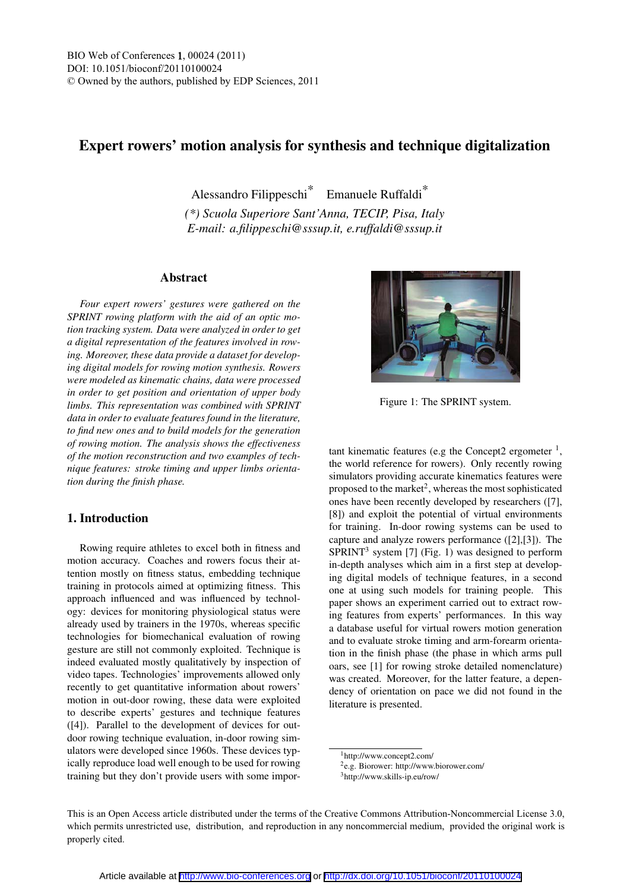# Expert rowers' motion analysis for synthesis and technique digitalization

Alessandro Filippeschi[*] Emanuele Ruffaldi[*]

*(\*) Scuola Superiore Sant'Anna, TECIP, Pisa, Italy*
*E-mail: a.filippeschi@sssup.it, e.ruffaldi@sssup.it*

## Abstract

*Four expert rowers' gestures were gathered on the SPRINT rowing platform with the aid of an optic motion tracking system. Data were analyzed in order to get a digital representation of the features involved in rowing. Moreover, these data provide a dataset for developing digital models for rowing motion synthesis. Rowers were modeled as kinematic chains, data were processed in order to get position and orientation of upper body limbs. This representation was combined with SPRINT data in order to evaluate features found in the literature, to find new ones and to build models for the generation of rowing motion. The analysis shows the effectiveness of the motion reconstruction and two examples of technique features: stroke timing and upper limbs orientation during the finish phase.*

Figure 1: The SPRINT system.

## 1. Introduction

Rowing require athletes to excel both in fitness and motion accuracy. Coaches and rowers focus their attention mostly on fitness status, embedding technique training in protocols aimed at optimizing fitness. This approach influenced and was influenced by technology: devices for monitoring physiological status were already used by trainers in the 1970s, whereas specific technologies for biomechanical evaluation of rowing gesture are still not commonly exploited. Technique is indeed evaluated mostly qualitatively by inspection of video tapes. Technologies' improvements allowed only recently to get quantitative information about rowers' motion in out-door rowing, these data were exploited to describe experts' gestures and technique features ([4]). Parallel to the development of devices for out-door rowing technique evaluation, in-door rowing simulators were developed since 1960s. These devices typically reproduce load well enough to be used for rowing training but they don't provide users with some important kinematic features (e.g the Concept2 ergometer [1], the world reference for rowers). Only recently rowing simulators providing accurate kinematics features were proposed to the market[2], whereas the most sophisticated ones have been recently developed by researchers ([7], [8]) and exploit the potential of virtual environments for training. In-door rowing systems can be used to capture and analyze rowers performance ([2],[3]). The SPRINT[3] system [7] (Fig. 1) was designed to perform in-depth analyses which aim in a first step at developing digital models of technique features, in a second one at using such models for training people. This paper shows an experiment carried out to extract rowing features from experts' performances. In this way a database useful for virtual rowers motion generation and to evaluate stroke timing and arm-forearm orientation in the finish phase (the phase in which arms pull oars, see [1] for rowing stroke detailed nomenclature) was created. Moreover, for the latter feature, a dependency of orientation on pace we did not found in the literature is presented.

[1] http://www.concept2.com/
[2] e.g. Biorower: http://www.biorower.com/
[3] http://www.skills-ip.eu/row/

This is an Open Access article distributed under the terms of the Creative Commons Attribution-Noncommercial License 3.0, which permits unrestricted use, distribution, and reproduction in any noncommercial medium, provided the original work is properly cited.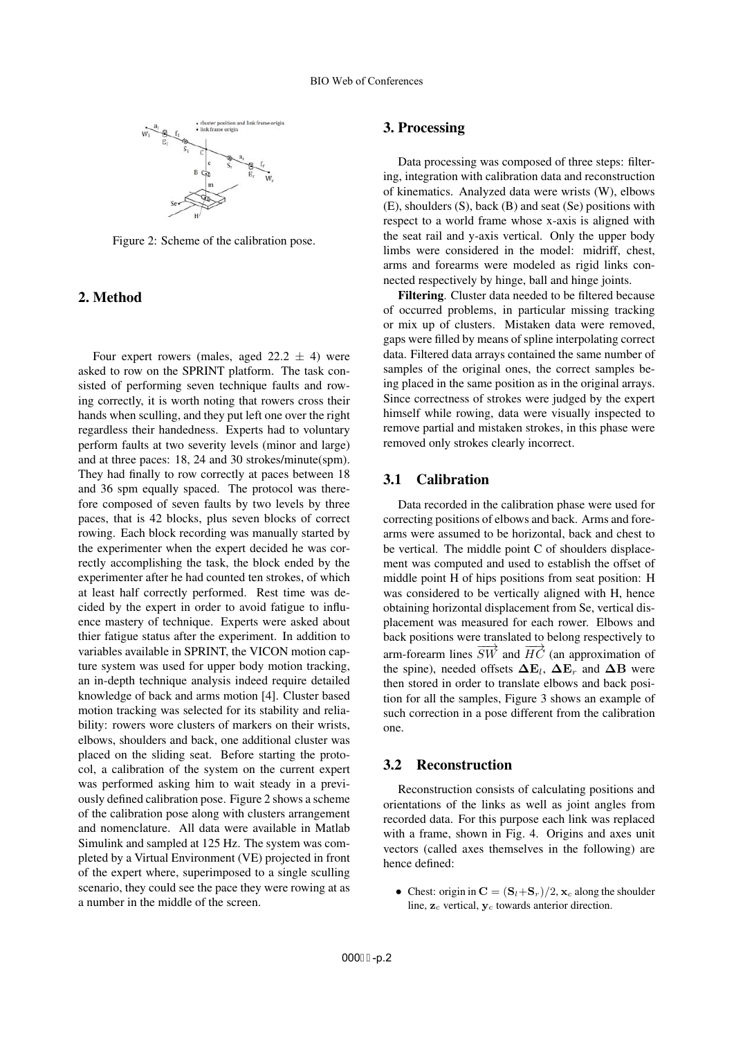Figure 2: Scheme of the calibration pose.

## 2. Method

Four expert rowers (males, aged 22.2 $\pm$ 4) were asked to row on the SPRINT platform. The task consisted of performing seven technique faults and rowing correctly, it is worth noting that rowers cross their hands when sculling, and they put left one over the right regardless their handedness. Experts had to voluntary perform faults at two severity levels (minor and large) and at three paces: 18, 24 and 30 strokes/minute(spm). They had finally to row correctly at paces between 18 and 36 spm equally spaced. The protocol was therefore composed of seven faults by two levels by three paces, that is 42 blocks, plus seven blocks of correct rowing. Each block recording was manually started by the experimenter when the expert decided he was correctly accomplishing the task, the block ended by the experimenter after he had counted ten strokes, of which at least half correctly performed. Rest time was decided by the expert in order to avoid fatigue to influence mastery of technique. Experts were asked about thier fatigue status after the experiment. In addition to variables available in SPRINT, the VICON motion capture system was used for upper body motion tracking, an in-depth technique analysis indeed require detailed knowledge of back and arms motion [4]. Cluster based motion tracking was selected for its stability and reliability: rowers wore clusters of markers on their wrists, elbows, shoulders and back, one additional cluster was placed on the sliding seat. Before starting the protocol, a calibration of the system on the current expert was performed asking him to wait steady in a previously defined calibration pose. Figure 2 shows a scheme of the calibration pose along with clusters arrangement and nomenclature. All data were available in Matlab Simulink and sampled at 125 Hz. The system was completed by a Virtual Environment (VE) projected in front of the expert where, superimposed to a single sculling scenario, they could see the pace they were rowing at as a number in the middle of the screen.

## 3. Processing

Data processing was composed of three steps: filtering, integration with calibration data and reconstruction of kinematics. Analyzed data were wrists (W), elbows (E), shoulders (S), back (B) and seat (Se) positions with respect to a world frame whose x-axis is aligned with the seat rail and y-axis vertical. Only the upper body limbs were considered in the model: midriff, chest, arms and forearms were modeled as rigid links connected respectively by hinge, ball and hinge joints.

**Filtering**. Cluster data needed to be filtered because of occurred problems, in particular missing tracking or mix up of clusters. Mistaken data were removed, gaps were filled by means of spline interpolating correct data. Filtered data arrays contained the same number of samples of the original ones, the correct samples being placed in the same position as in the original arrays. Since correctness of strokes were judged by the expert himself while rowing, data were visually inspected to remove partial and mistaken strokes, in this phase were removed only strokes clearly incorrect.

### 3.1 Calibration

Data recorded in the calibration phase were used for correcting positions of elbows and back. Arms and forearms were assumed to be horizontal, back and chest to be vertical. The middle point C of shoulders displacement was computed and used to establish the offset of middle point H of hips positions from seat position: H was considered to be vertically aligned with H, hence obtaining horizontal displacement from Se, vertical displacement was measured for each rower. Elbows and back positions were translated to belong respectively to arm-forearm lines $\overrightarrow{SW}$ and $\overrightarrow{HC}$ (an approximation of the spine), needed offsets $\mathbf{\Delta E}_l$, $\mathbf{\Delta E}_r$ and $\mathbf{\Delta B}$ were then stored in order to translate elbows and back position for all the samples, Figure 3 shows an example of such correction in a pose different from the calibration one.

### 3.2 Reconstruction

Reconstruction consists of calculating positions and orientations of the links as well as joint angles from recorded data. For this purpose each link was replaced with a frame, shown in Fig. 4. Origins and axes unit vectors (called axes themselves in the following) are hence defined:

- Chest: origin in $\mathbf{C} = (\mathbf{S}_l + \mathbf{S}_r)/2$, $\mathbf{x}_c$ along the shoulder line, $\mathbf{z}_c$ vertical, $\mathbf{y}_c$ towards anterior direction.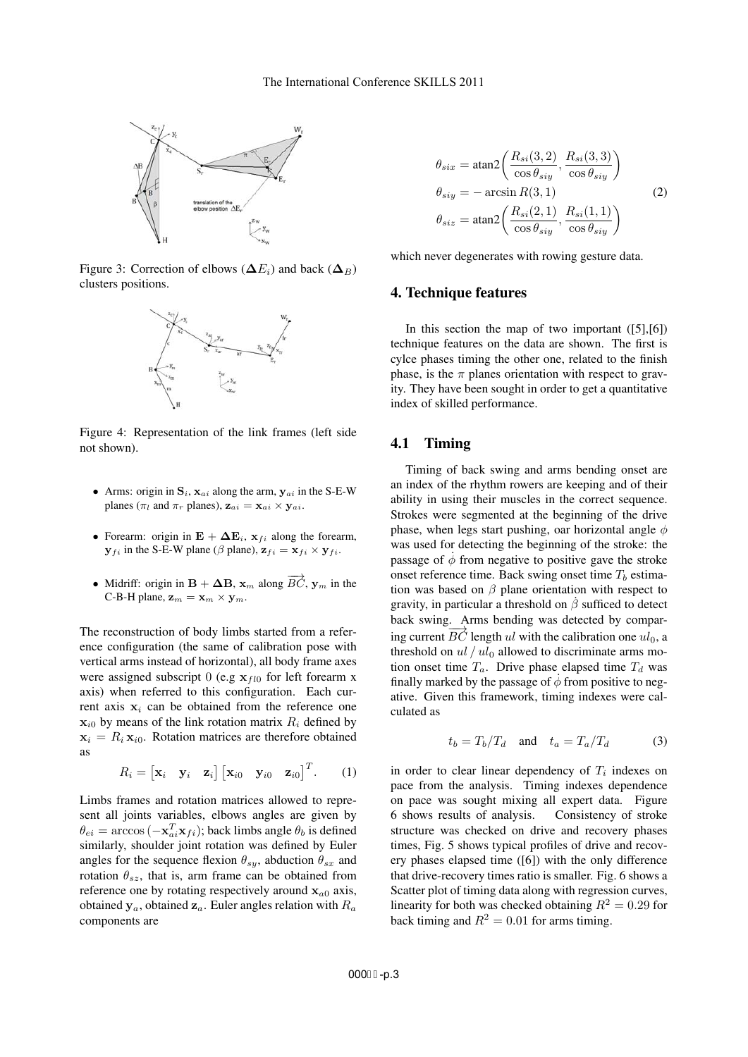Figure 3: Correction of elbows ($\boldsymbol{\Delta E}_i$) and back ($\boldsymbol{\Delta}_B$) clusters positions.

Figure 4: Representation of the link frames (left side not shown).

- Arms: origin in $\mathbf{S}_i$, $\mathbf{x}_{ai}$ along the arm, $\mathbf{y}_{ai}$ in the S-E-W planes ($\pi_l$ and $\pi_r$ planes), $\mathbf{z}_{ai} = \mathbf{x}_{ai} \times \mathbf{y}_{ai}$.
- Forearm: origin in $\mathbf{E} + \boldsymbol{\Delta}\mathbf{E}_i$, $\mathbf{x}_{fi}$ along the forearm, $\mathbf{y}_{fi}$ in the S-E-W plane ($\beta$ plane), $\mathbf{z}_{fi} = \mathbf{x}_{fi} \times \mathbf{y}_{fi}$.
- Midriff: origin in $\mathbf{B} + \boldsymbol{\Delta}\mathbf{B}$, $\mathbf{x}_m$ along $\overrightarrow{BC}$, $\mathbf{y}_m$ in the C-B-H plane, $\mathbf{z}_m = \mathbf{x}_m \times \mathbf{y}_m$.

The reconstruction of body limbs started from a reference configuration (the same of calibration pose with vertical arms instead of horizontal), all body frame axes were assigned subscript 0 (e.g $\mathbf{x}_{fl0}$ for left forearm x axis) when referred to this configuration. Each current axis $\mathbf{x}_i$ can be obtained from the reference one $\mathbf{x}_{i0}$ by means of the link rotation matrix $R_i$ defined by $\mathbf{x}_i = R_i\, \mathbf{x}_{i0}$. Rotation matrices are therefore obtained as

$$R_i = \begin{bmatrix} \mathbf{x}_i & \mathbf{y}_i & \mathbf{z}_i \end{bmatrix} \begin{bmatrix} \mathbf{x}_{i0} & \mathbf{y}_{i0} & \mathbf{z}_{i0} \end{bmatrix}^T. \tag{1}$$

Limbs frames and rotation matrices allowed to represent all joints variables, elbows angles are given by $\theta_{ei} = \arccos\left(-\mathbf{x}_{ai}^T \mathbf{x}_{fi}\right)$; back limbs angle $\theta_b$ is defined similarly, shoulder joint rotation was defined by Euler angles for the sequence flexion $\theta_{sy}$, abduction $\theta_{sx}$ and rotation $\theta_{sz}$, that is, arm frame can be obtained from reference one by rotating respectively around $\mathbf{x}_{a0}$ axis, obtained $\mathbf{y}_a$, obtained $\mathbf{z}_a$. Euler angles relation with $R_a$ components are

$$\begin{aligned}
\theta_{six} &= \operatorname{atan2}\left(\frac{R_{si}(3,2)}{\cos\theta_{siy}}, \frac{R_{si}(3,3)}{\cos\theta_{siy}}\right) \\
\theta_{siy} &= -\arcsin R(3,1) \\
\theta_{siz} &= \operatorname{atan2}\left(\frac{R_{si}(2,1)}{\cos\theta_{siy}}, \frac{R_{si}(1,1)}{\cos\theta_{siy}}\right)
\end{aligned} \tag{2}$$

which never degenerates with rowing gesture data.

## 4. Technique features

In this section the map of two important ([5],[6]) technique features on the data are shown. The first is cylce phases timing the other one, related to the finish phase, is the $\pi$ planes orientation with respect to gravity. They have been sought in order to get a quantitative index of skilled performance.

### 4.1 Timing

Timing of back swing and arms bending onset are an index of the rhythm rowers are keeping and of their ability in using their muscles in the correct sequence. Strokes were segmented at the beginning of the drive phase, when legs start pushing, oar horizontal angle $\phi$ was used for detecting the beginning of the stroke: the passage of $\dot{\phi}$ from negative to positive gave the stroke onset reference time. Back swing onset time $T_b$ estimation was based on $\beta$ plane orientation with respect to gravity, in particular a threshold on $\dot{\beta}$ sufficed to detect back swing. Arms bending was detected by comparing current $\overrightarrow{BC}$ length $ul$ with the calibration one $ul_0$, a threshold on $ul \,/\, ul_0$ allowed to discriminate arms motion onset time $T_a$. Drive phase elapsed time $T_d$ was finally marked by the passage of $\dot{\phi}$ from positive to negative. Given this framework, timing indexes were calculated as

$$t_b = T_b/T_d \quad \text{and} \quad t_a = T_a/T_d \tag{3}$$

in order to clear linear dependency of $T_i$ indexes on pace from the analysis. Timing indexes dependence on pace was sought mixing all expert data. Figure 6 shows results of analysis. Consistency of stroke structure was checked on drive and recovery phases times, Fig. 5 shows typical profiles of drive and recovery phases elapsed time ([6]) with the only difference that drive-recovery times ratio is smaller. Fig. 6 shows a Scatter plot of timing data along with regression curves, linearity for both was checked obtaining $R^2 = 0.29$ for back timing and $R^2 = 0.01$ for arms timing.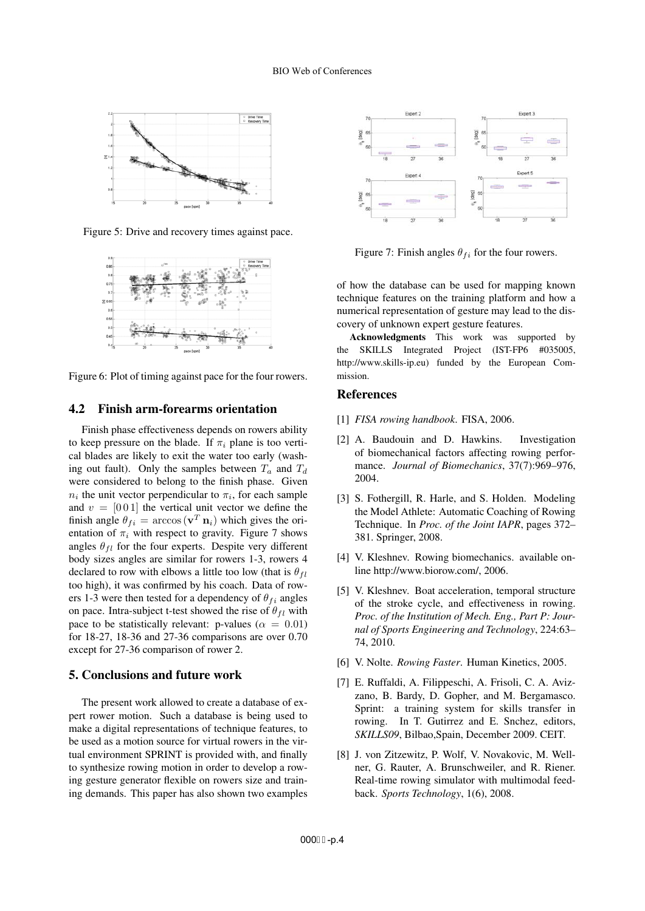Drive Time
Recovery Time

pace [spm]

Figure 5: Drive and recovery times against pace.

Drive Time
Recovery Time

pace [spm]

Figure 6: Plot of timing against pace for the four rowers.

## 4.2 Finish arm-forearms orientation

Finish phase effectiveness depends on rowers ability to keep pressure on the blade. If $\pi_i$ plane is too vertical blades are likely to exit the water too early (washing out fault). Only the samples between $T_a$ and $T_d$ were considered to belong to the finish phase. Given $n_i$ the unit vector perpendicular to $\pi_i$, for each sample and $v = [0\,0\,1]$ the vertical unit vector we define the finish angle $\theta_{fi} = \arccos(\mathbf{v}^T\,\mathbf{n}_i)$ which gives the orientation of $\pi_i$ with respect to gravity. Figure 7 shows angles $\theta_{fl}$ for the four experts. Despite very different body sizes angles are similar for rowers 1-3, rowers 4 declared to row with elbows a little too low (that is $\theta_{fl}$ too high), it was confirmed by his coach. Data of rowers 1-3 were then tested for a dependency of $\theta_{fi}$ angles on pace. Intra-subject t-test showed the rise of $\theta_{fl}$ with pace to be statistically relevant: p-values ($\alpha = 0.01$) for 18-27, 18-36 and 27-36 comparisons are over 0.70 except for 27-36 comparison of rower 2.

## 5. Conclusions and future work

The present work allowed to create a database of expert rower motion. Such a database is being used to make a digital representations of technique features, to be used as a motion source for virtual rowers in the virtual environment SPRINT is provided with, and finally to synthesize rowing motion in order to develop a rowing gesture generator flexible on rowers size and training demands. This paper has also shown two examples

Expert 2
Expert 3
Expert 4
Expert 5

Figure 7: Finish angles $\theta_{fi}$ for the four rowers.

of how the database can be used for mapping known technique features on the training platform and how a numerical representation of gesture may lead to the discovery of unknown expert gesture features.

**Acknowledgments** This work was supported by the SKILLS Integrated Project (IST-FP6 #035005, http://www.skills-ip.eu) funded by the European Commission.

## References

[1] *FISA rowing handbook*. FISA, 2006.

[2] A. Baudouin and D. Hawkins. Investigation of biomechanical factors affecting rowing performance. *Journal of Biomechanics*, 37(7):969–976, 2004.

[3] S. Fothergill, R. Harle, and S. Holden. Modeling the Model Athlete: Automatic Coaching of Rowing Technique. In *Proc. of the Joint IAPR*, pages 372–381. Springer, 2008.

[4] V. Kleshnev. Rowing biomechanics. available online http://www.biorow.com/, 2006.

[5] V. Kleshnev. Boat acceleration, temporal structure of the stroke cycle, and effectiveness in rowing. *Proc. of the Institution of Mech. Eng., Part P: Journal of Sports Engineering and Technology*, 224:63–74, 2010.

[6] V. Nolte. *Rowing Faster*. Human Kinetics, 2005.

[7] E. Ruffaldi, A. Filippeschi, A. Frisoli, C. A. Avizzano, B. Bardy, D. Gopher, and M. Bergamasco. Sprint: a training system for skills transfer in rowing. In T. Gutirrez and E. Snchez, editors, *SKILLS09*, Bilbao,Spain, December 2009. CEIT.

[8] J. von Zitzewitz, P. Wolf, V. Novakovic, M. Wellner, G. Rauter, A. Brunschweiler, and R. Riener. Real-time rowing simulator with multimodal feedback. *Sports Technology*, 1(6), 2008.